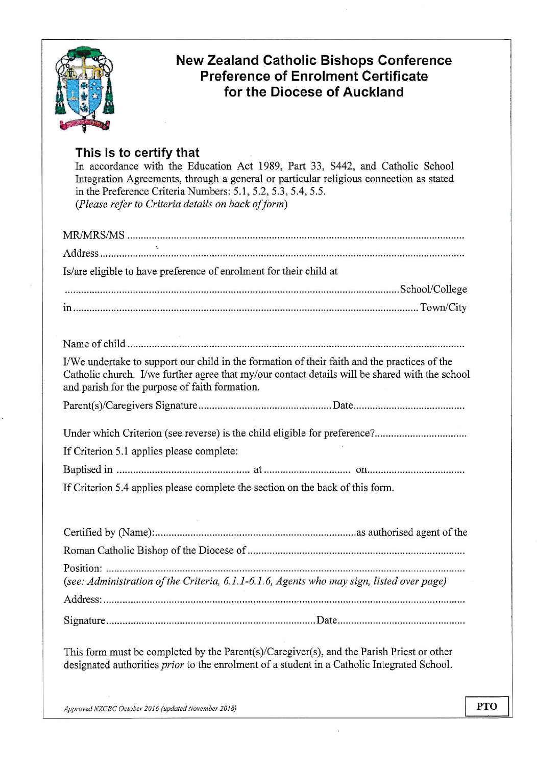# New Zealand Catholic Bishops Conference Preference of Enrolment Certificate for the Diocese of Auckland

## This is to certify that

In accordance with the Education Act 1989, Part 33, S442, and Catholic School Integration Agreements, through a general or particular religious connection as stated in the Preference Criteria Numbers: 5.1, 5.2, 5.3, 5.4, 5.5.
*(Please refer to Criteria details on back of form)*

MR/MRS/MS ..........................................................................................................................

Address ..................................................................................................................................

Is/are eligible to have preference of enrolment for their child at

.......................................................................................................................School/College

in.......................................................................................................................Town/City

Name of child ..........................................................................................................................

I/We undertake to support our child in the formation of their faith and the practices of the Catholic church. I/we further agree that my/our contact details will be shared with the school and parish for the purpose of faith formation.

Parent(s)/Caregivers Signature................................................Date........................................

Under which Criterion (see reverse) is the child eligible for preference?.................................

If Criterion 5.1 applies please complete:

Baptised in ................................................ at ............................... on....................................

If Criterion 5.4 applies please complete the section on the back of this form.

Certified by (Name):.........................................................................as authorised agent of the

Roman Catholic Bishop of the Diocese of ...............................................................................

Position: ..................................................................................................................................
*(see: Administration of the Criteria, 6.1.1-6.1.6, Agents who may sign, listed over page)*

Address:..................................................................................................................................

Signature...........................................................................Date..............................................

This form must be completed by the Parent(s)/Caregiver(s), and the Parish Priest or other designated authorities *prior* to the enrolment of a student in a Catholic Integrated School.

*Approved NZCBC October 2016 (updated November 2018)*

**PTO**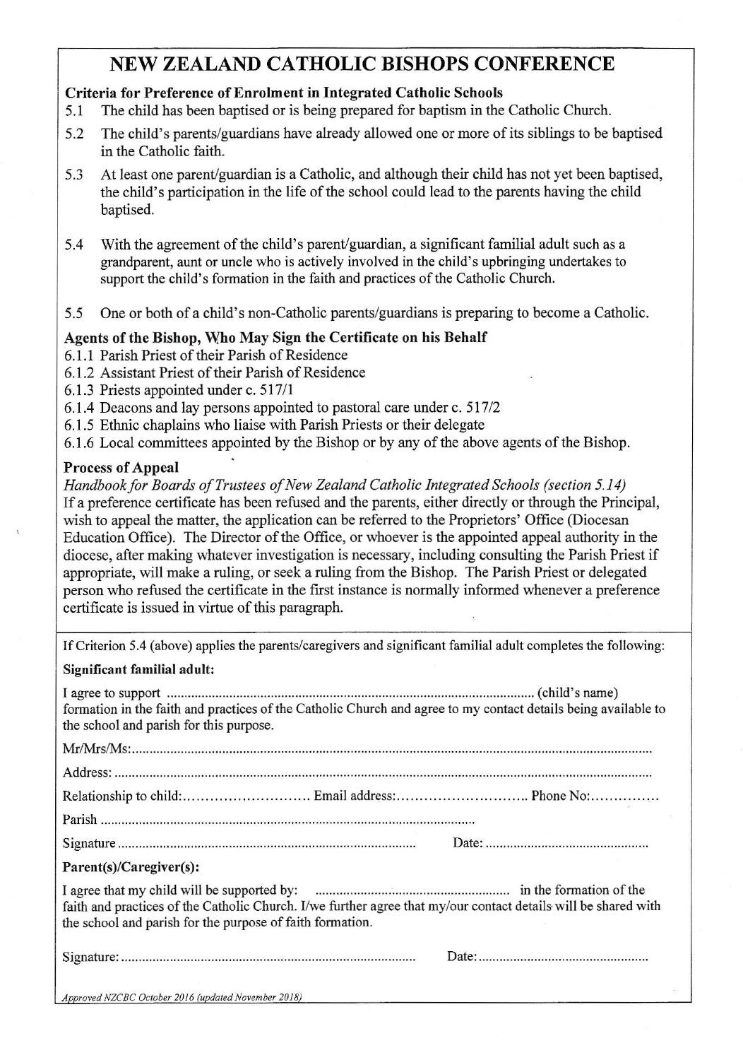# NEW ZEALAND CATHOLIC BISHOPS CONFERENCE

**Criteria for Preference of Enrolment in Integrated Catholic Schools**

5.1 The child has been baptised or is being prepared for baptism in the Catholic Church.

5.2 The child's parents/guardians have already allowed one or more of its siblings to be baptised in the Catholic faith.

5.3 At least one parent/guardian is a Catholic, and although their child has not yet been baptised, the child's participation in the life of the school could lead to the parents having the child baptised.

5.4 With the agreement of the child's parent/guardian, a significant familial adult such as a grandparent, aunt or uncle who is actively involved in the child's upbringing undertakes to support the child's formation in the faith and practices of the Catholic Church.

5.5 One or both of a child's non-Catholic parents/guardians is preparing to become a Catholic.

**Agents of the Bishop, Who May Sign the Certificate on his Behalf**

6.1.1 Parish Priest of their Parish of Residence
6.1.2 Assistant Priest of their Parish of Residence
6.1.3 Priests appointed under c. 517/1
6.1.4 Deacons and lay persons appointed to pastoral care under c. 517/2
6.1.5 Ethnic chaplains who liaise with Parish Priests or their delegate
6.1.6 Local committees appointed by the Bishop or by any of the above agents of the Bishop.

**Process of Appeal**

*Handbook for Boards of Trustees of New Zealand Catholic Integrated Schools (section 5.14)*
If a preference certificate has been refused and the parents, either directly or through the Principal, wish to appeal the matter, the application can be referred to the Proprietors' Office (Diocesan Education Office). The Director of the Office, or whoever is the appointed appeal authority in the diocese, after making whatever investigation is necessary, including consulting the Parish Priest if appropriate, will make a ruling, or seek a ruling from the Bishop. The Parish Priest or delegated person who refused the certificate in the first instance is normally informed whenever a preference certificate is issued in virtue of this paragraph.

---

If Criterion 5.4 (above) applies the parents/caregivers and significant familial adult completes the following:

**Significant familial adult:**

I agree to support ........................................................................................................ (child's name) formation in the faith and practices of the Catholic Church and agree to my contact details being available to the school and parish for this purpose.

Mr/Mrs/Ms:..................................................................................................................................................

Address: ......................................................................................................................................................

Relationship to child:............................ Email address:............................. Phone No:...............

Parish ..........................................................................................................

Signature .................................................................................... Date: ..............................................

**Parent(s)/Caregiver(s):**

I agree that my child will be supported by: ....................................................... in the formation of the faith and practices of the Catholic Church. I/we further agree that my/our contact details will be shared with the school and parish for the purpose of faith formation.

Signature: .................................................................................... Date: ................................................

*Approved NZCBC October 2016 (updated November 2018)*